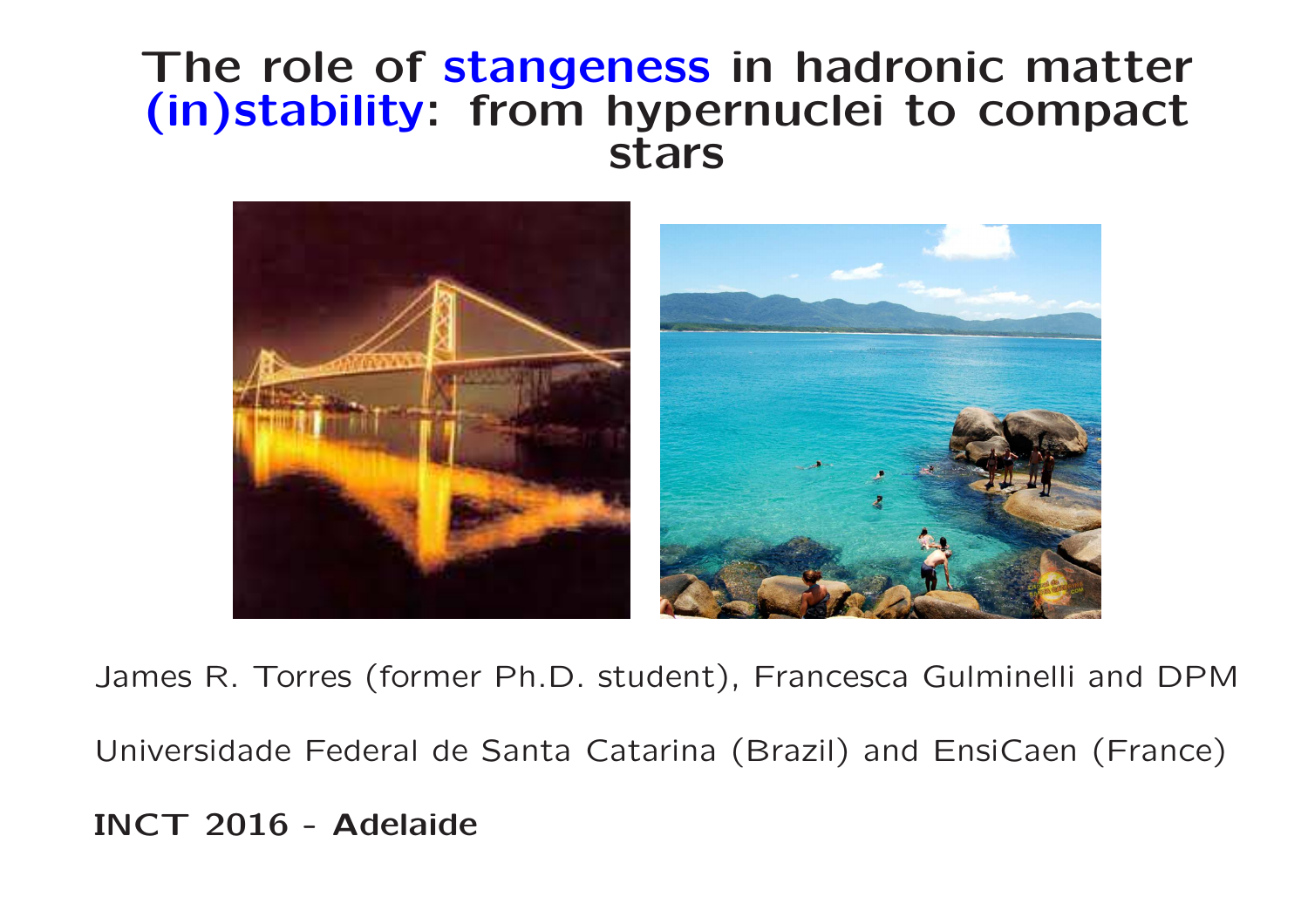# The role of stangeness in hadronic matter (in)stability: from hypernuclei to compact stars

James R. Torres (former Ph.D. student), Francesca Gulminelli and DPM

Universidade Federal de Santa Catarina (Brazil) and EnsiCaen (France)

**INCT 2016 - Adelaide**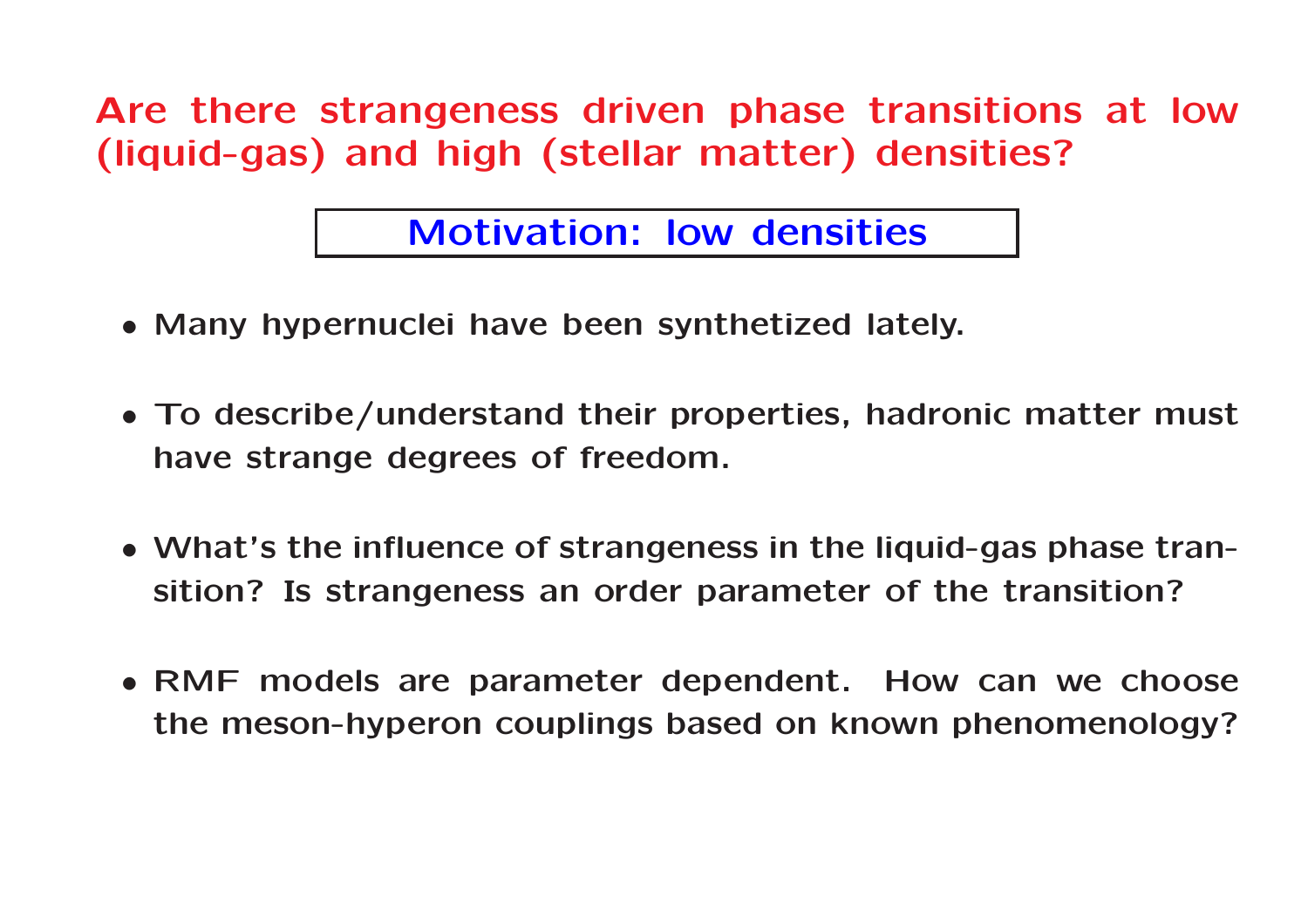# Are there strangeness driven phase transitions at low (liquid-gas) and high (stellar matter) densities?

## Motivation: low densities

- Many hypernuclei have been synthetized lately.
- To describe/understand their properties, hadronic matter must have strange degrees of freedom.
- What's the influence of strangeness in the liquid-gas phase transition? Is strangeness an order parameter of the transition?
- RMF models are parameter dependent. How can we choose the meson-hyperon couplings based on known phenomenology?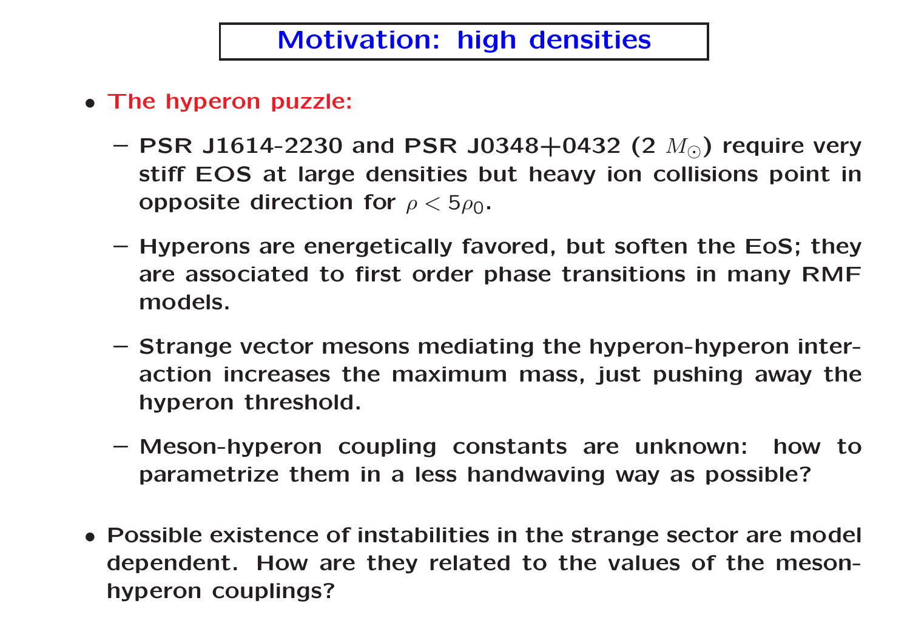# Motivation: high densities

- **The hyperon puzzle:**
  - PSR J1614-2230 and PSR J0348+0432 (2 $M_{\odot}$) require very stiff EOS at large densities but heavy ion collisions point in opposite direction for $\rho < 5\rho_0$.
  - Hyperons are energetically favored, but soften the EoS; they are associated to first order phase transitions in many RMF models.
  - Strange vector mesons mediating the hyperon-hyperon interaction increases the maximum mass, just pushing away the hyperon threshold.
  - Meson-hyperon coupling constants are unknown: how to parametrize them in a less handwaving way as possible?

- Possible existence of instabilities in the strange sector are model dependent. How are they related to the values of the meson-hyperon couplings?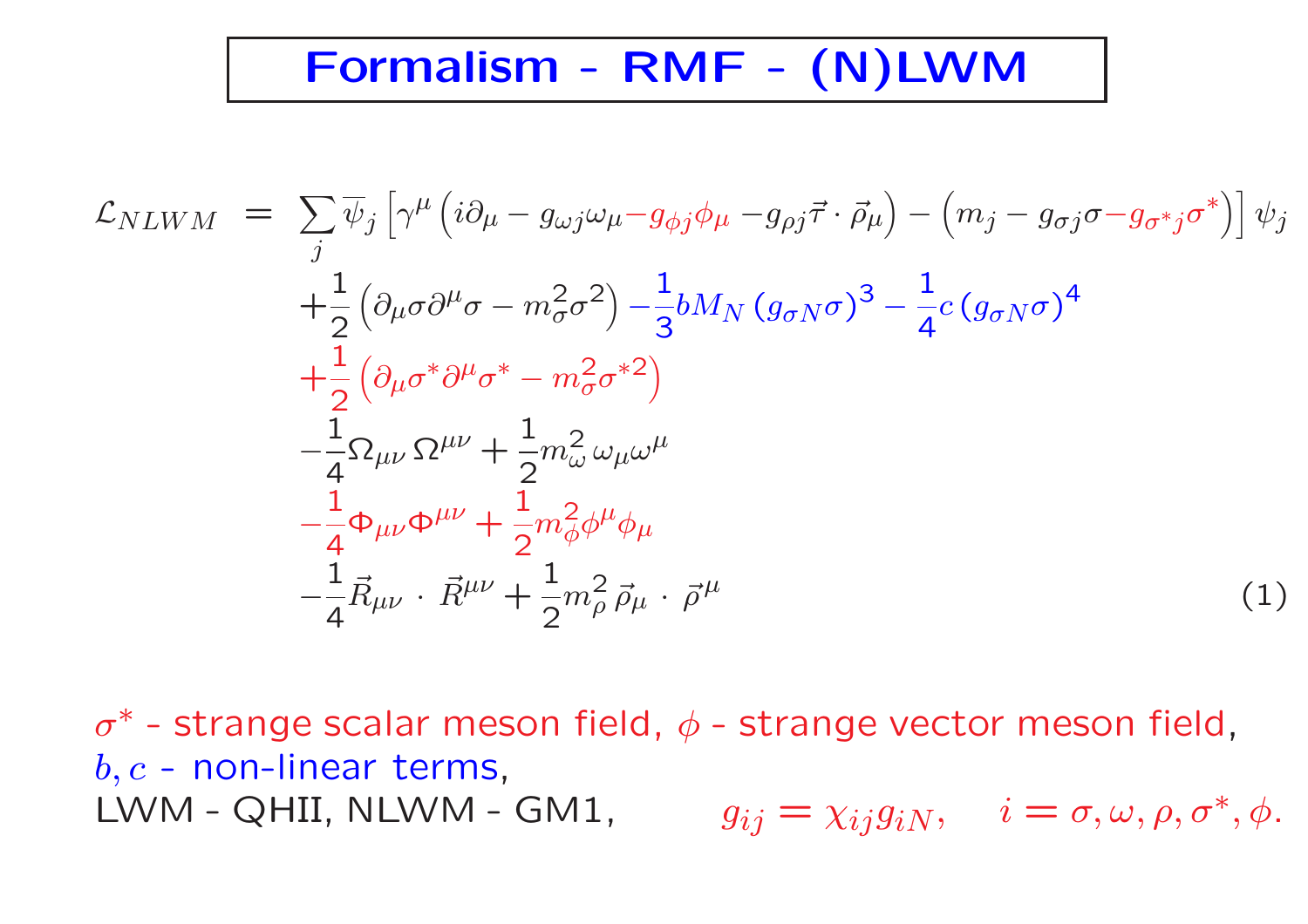# Formalism - RMF - (N)LWM

$$
\begin{aligned}
\mathcal{L}_{NLWM} \; = \; & \sum_j \overline{\psi}_j \left[ \gamma^\mu \left( i\partial_\mu - g_{\omega j}\omega_\mu - g_{\phi j}\phi_\mu - g_{\rho j}\vec{\tau}\cdot\vec{\rho}_\mu \right) - \left( m_j - g_{\sigma j}\sigma - g_{\sigma^* j}\sigma^* \right) \right] \psi_j \\
& + \frac{1}{2}\left( \partial_\mu \sigma \partial^\mu \sigma - m_\sigma^2 \sigma^2 \right) - \frac{1}{3} b M_N \left( g_{\sigma N}\sigma \right)^3 - \frac{1}{4} c \left( g_{\sigma N}\sigma \right)^4 \\
& + \frac{1}{2}\left( \partial_\mu \sigma^* \partial^\mu \sigma^* - m_\sigma^2 \sigma^{*2} \right) \\
& - \frac{1}{4}\Omega_{\mu\nu}\,\Omega^{\mu\nu} + \frac{1}{2} m_\omega^2\, \omega_\mu \omega^\mu \\
& - \frac{1}{4}\Phi_{\mu\nu}\Phi^{\mu\nu} + \frac{1}{2} m_\phi^2 \phi^\mu \phi_\mu \\
& - \frac{1}{4}\vec{R}_{\mu\nu}\cdot\vec{R}^{\mu\nu} + \frac{1}{2} m_\rho^2\, \vec{\rho}_\mu \cdot \vec{\rho}^\mu
\end{aligned}
\tag{1}
$$

$\sigma^*$ - strange scalar meson field, $\phi$ - strange vector meson field,
$b, c$ - non-linear terms,
LWM - QHII, NLWM - GM1, $\quad g_{ij} = \chi_{ij} g_{iN}, \quad i = \sigma, \omega, \rho, \sigma^*, \phi.$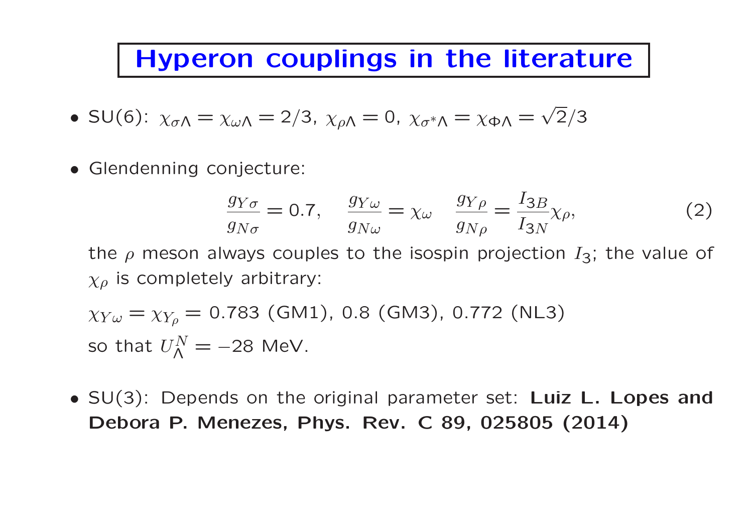# Hyperon couplings in the literature

- SU(6): $\chi_{\sigma\Lambda} = \chi_{\omega\Lambda} = 2/3$, $\chi_{\rho\Lambda} = 0$, $\chi_{\sigma^*\Lambda} = \chi_{\Phi\Lambda} = \sqrt{2}/3$

- Glendenning conjecture:

$$\frac{g_{Y\sigma}}{g_{N\sigma}} = 0.7, \quad \frac{g_{Y\omega}}{g_{N\omega}} = \chi_\omega \quad \frac{g_{Y\rho}}{g_{N\rho}} = \frac{I_{3B}}{I_{3N}} \chi_\rho, \tag{2}$$

  the $\rho$ meson always couples to the isospin projection $I_3$; the value of $\chi_\rho$ is completely arbitrary:

  $\chi_{Y\omega} = \chi_{Y_\rho} = 0.783$ (GM1), 0.8 (GM3), 0.772 (NL3)
  so that $U_\Lambda^N = -28$ MeV.

- SU(3): Depends on the original parameter set: **Luiz L. Lopes and Debora P. Menezes, Phys. Rev. C 89, 025805 (2014)**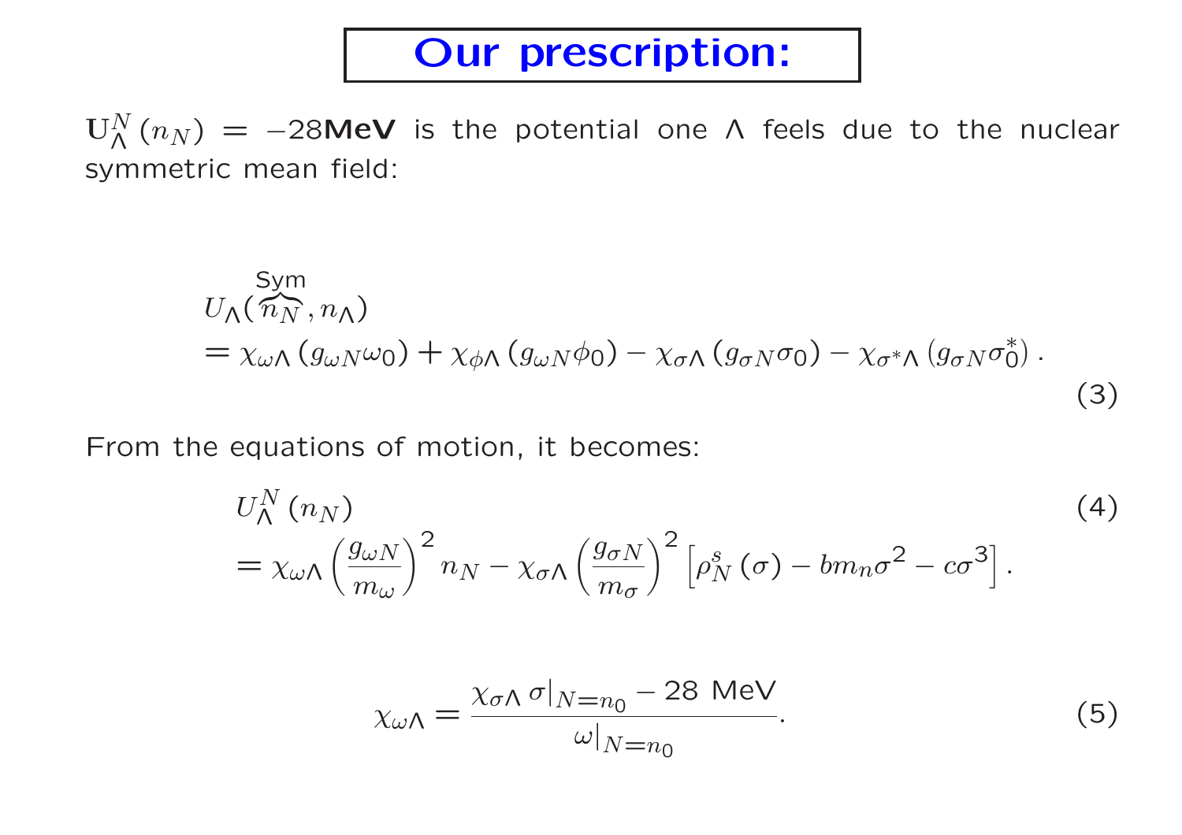# Our prescription:

$\mathbf{U}_\Lambda^N(n_N) = -28$**MeV** is the potential one $\Lambda$ feels due to the nuclear symmetric mean field:

$$
\begin{aligned}
&U_\Lambda(\overbrace{n_N}^{\text{Sym}}, n_\Lambda) \\
&= \chi_{\omega\Lambda}\left(g_{\omega N}\omega_0\right) + \chi_{\phi\Lambda}\left(g_{\omega N}\phi_0\right) - \chi_{\sigma\Lambda}\left(g_{\sigma N}\sigma_0\right) - \chi_{\sigma^*\Lambda}\left(g_{\sigma N}\sigma_0^*\right).
\end{aligned} \tag{3}
$$

From the equations of motion, it becomes:

$$
\begin{aligned}
&U_\Lambda^N(n_N) \\
&= \chi_{\omega\Lambda}\left(\frac{g_{\omega N}}{m_\omega}\right)^2 n_N - \chi_{\sigma\Lambda}\left(\frac{g_{\sigma N}}{m_\sigma}\right)^2\left[\rho_N^s(\sigma) - b m_n \sigma^2 - c\sigma^3\right].
\end{aligned} \tag{4}
$$

$$
\chi_{\omega\Lambda} = \frac{\chi_{\sigma\Lambda}\,\sigma|_{N=n_0} - 28 \text{ MeV}}{\omega|_{N=n_0}}. \tag{5}
$$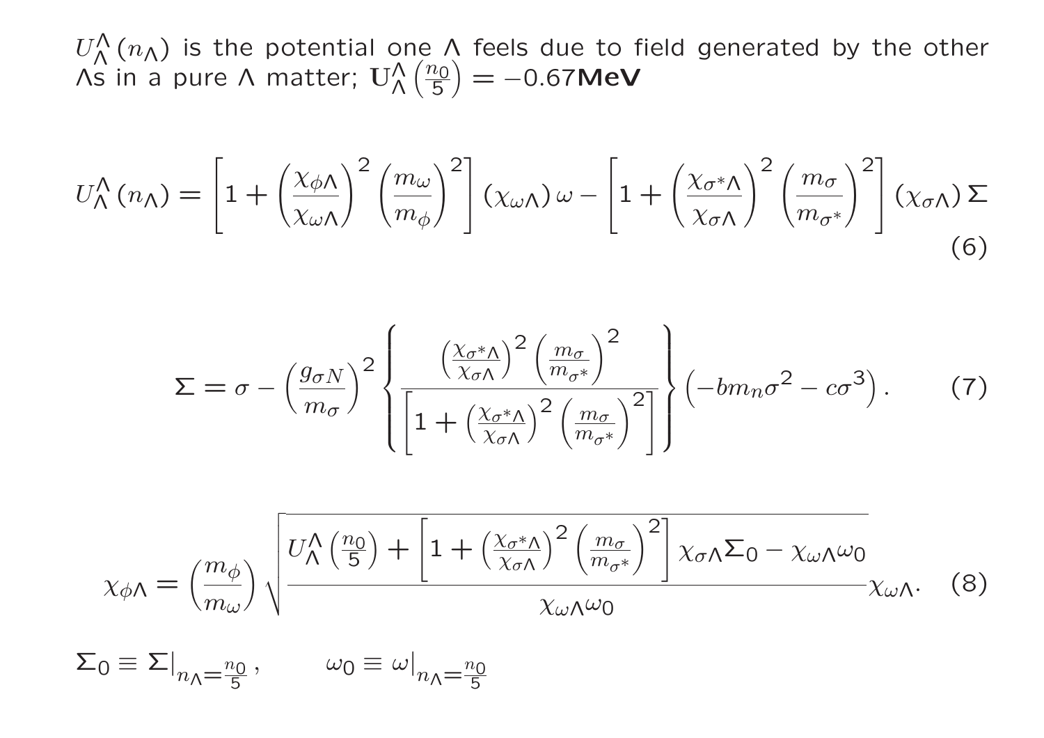$U^{\Lambda}_{\Lambda}(n_{\Lambda})$ is the potential one $\Lambda$ feels due to field generated by the other $\Lambda$s in a pure $\Lambda$ matter; $\mathbf{U}^{\Lambda}_{\Lambda}\left(\frac{n_0}{5}\right) = -0.67$**MeV**

$$U^{\Lambda}_{\Lambda}(n_{\Lambda}) = \left[1 + \left(\frac{\chi_{\phi\Lambda}}{\chi_{\omega\Lambda}}\right)^2 \left(\frac{m_{\omega}}{m_{\phi}}\right)^2\right] (\chi_{\omega\Lambda})\, \omega - \left[1 + \left(\frac{\chi_{\sigma^*\Lambda}}{\chi_{\sigma\Lambda}}\right)^2 \left(\frac{m_{\sigma}}{m_{\sigma^*}}\right)^2\right] (\chi_{\sigma\Lambda})\, \Sigma \tag{6}$$

$$\Sigma = \sigma - \left(\frac{g_{\sigma N}}{m_{\sigma}}\right)^2 \left\{ \frac{\left(\frac{\chi_{\sigma^*\Lambda}}{\chi_{\sigma\Lambda}}\right)^2 \left(\frac{m_{\sigma}}{m_{\sigma^*}}\right)^2}{\left[1 + \left(\frac{\chi_{\sigma^*\Lambda}}{\chi_{\sigma\Lambda}}\right)^2 \left(\frac{m_{\sigma}}{m_{\sigma^*}}\right)^2\right]} \right\} \left(-b m_n \sigma^2 - c\sigma^3\right). \tag{7}$$

$$\chi_{\phi\Lambda} = \left(\frac{m_{\phi}}{m_{\omega}}\right) \sqrt{\frac{U^{\Lambda}_{\Lambda}\left(\frac{n_0}{5}\right) + \left[1 + \left(\frac{\chi_{\sigma^*\Lambda}}{\chi_{\sigma\Lambda}}\right)^2 \left(\frac{m_{\sigma}}{m_{\sigma^*}}\right)^2\right] \chi_{\sigma\Lambda}\Sigma_0 - \chi_{\omega\Lambda}\omega_0}{\chi_{\omega\Lambda}\omega_0}}\, \chi_{\omega\Lambda}. \tag{8}$$

$$\Sigma_0 \equiv \Sigma|_{n_{\Lambda}=\frac{n_0}{5}}, \qquad \omega_0 \equiv \omega|_{n_{\Lambda}=\frac{n_0}{5}}$$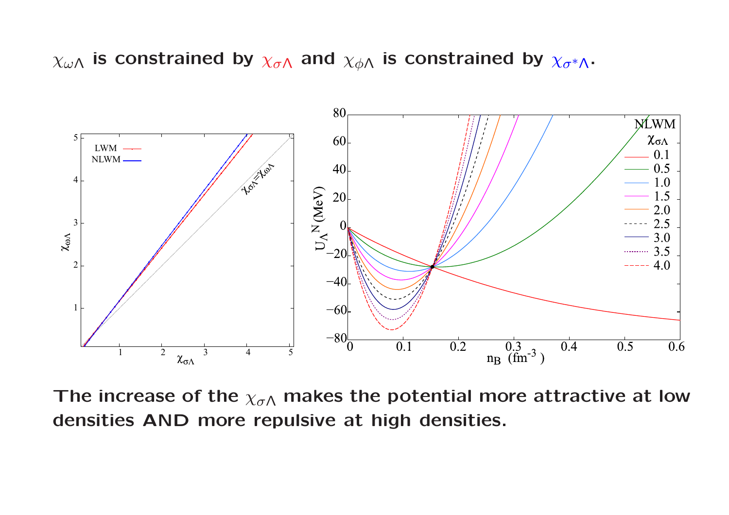$\chi_{\omega\Lambda}$ **is constrained by** $\chi_{\sigma\Lambda}$ **and** $\chi_{\phi\Lambda}$ **is constrained by** $\chi_{\sigma^*\Lambda}$**.**

**The increase of the** $\chi_{\sigma\Lambda}$ **makes the potential more attractive at low densities AND more repulsive at high densities.**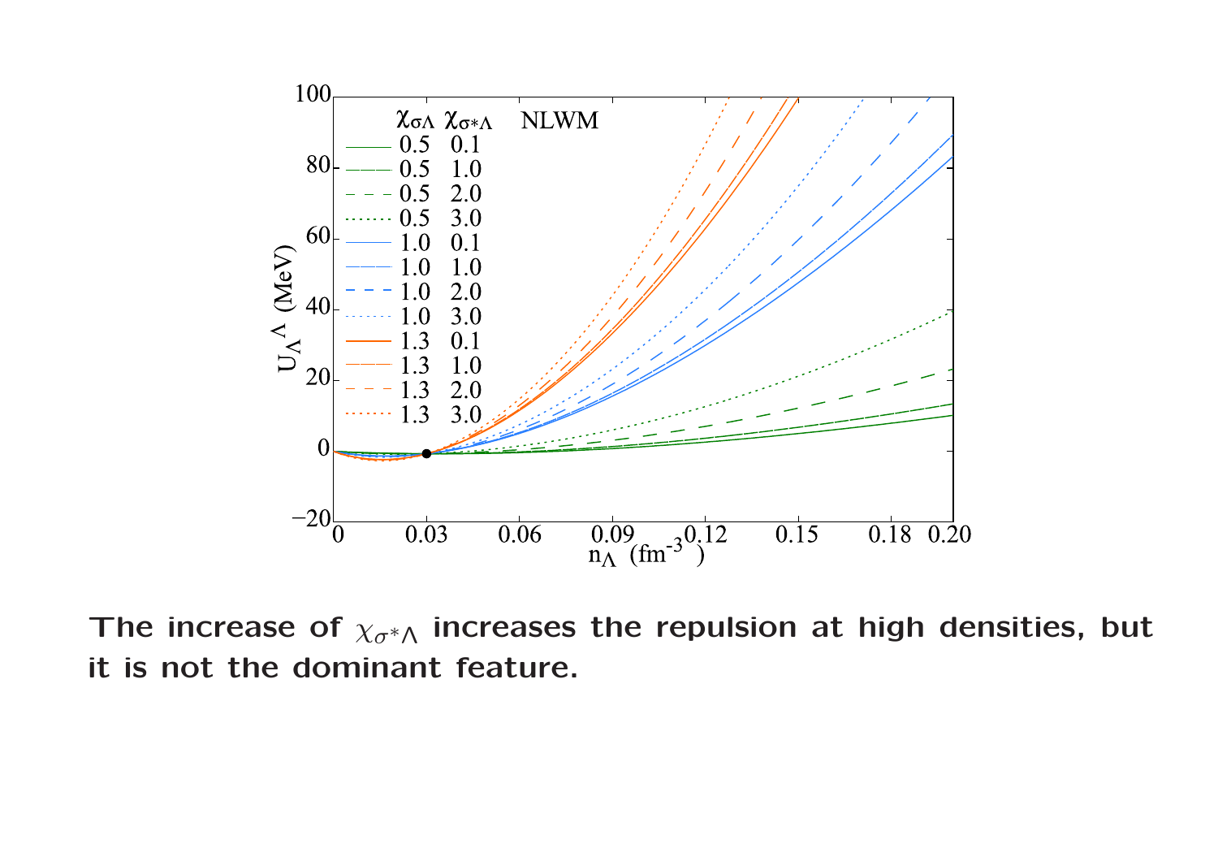The increase of $\chi_{\sigma^*\Lambda}$ increases the repulsion at high densities, but it is not the dominant feature.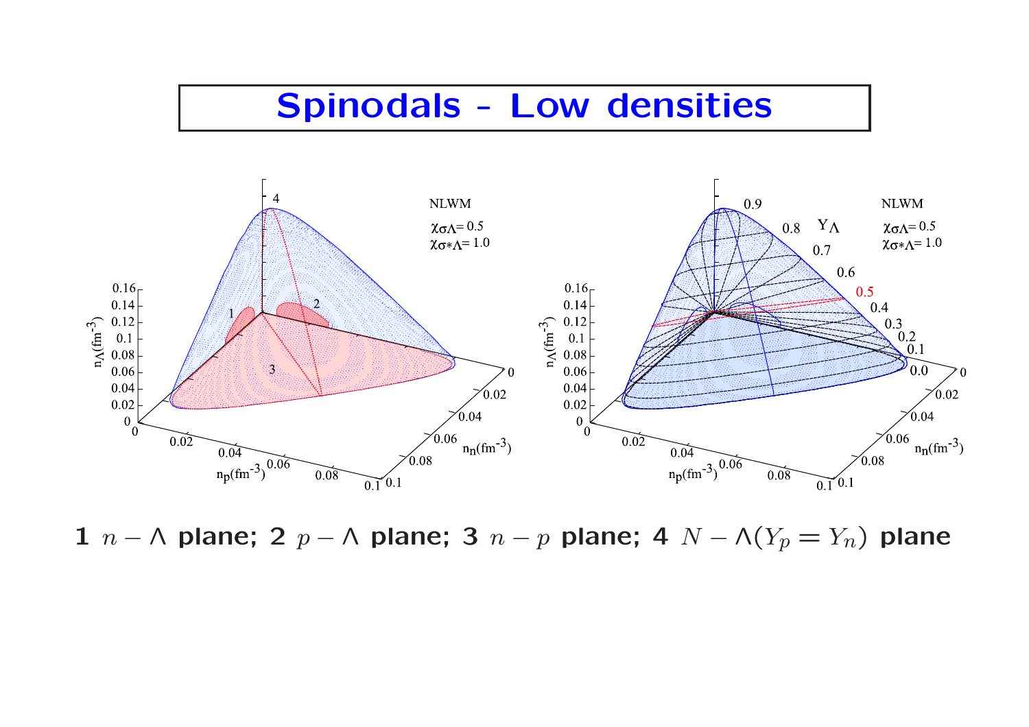# Spinodals - Low densities

**1** $n-\Lambda$ **plane; 2** $p-\Lambda$ **plane; 3** $n-p$ **plane; 4** $N-\Lambda(Y_p = Y_n)$ **plane**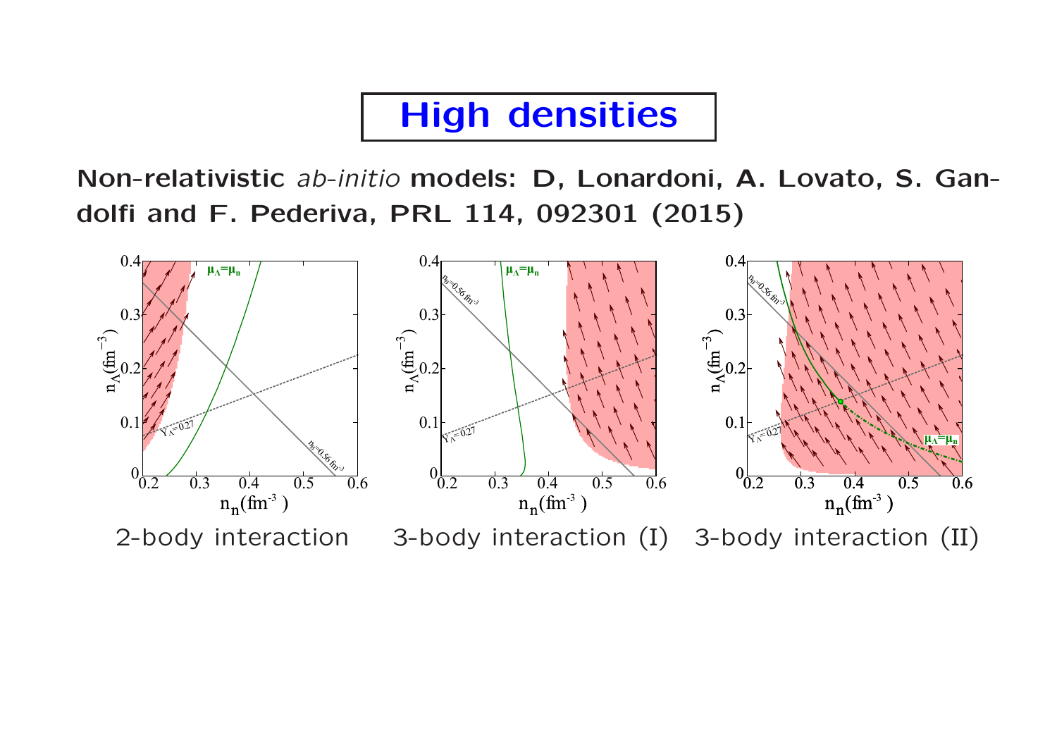# High densities

**Non-relativistic *ab-initio* models: D, Lonardoni, A. Lovato, S. Gandolfi and F. Pederiva, PRL 114, 092301 (2015)**

2-body interaction 3-body interaction (I) 3-body interaction (II)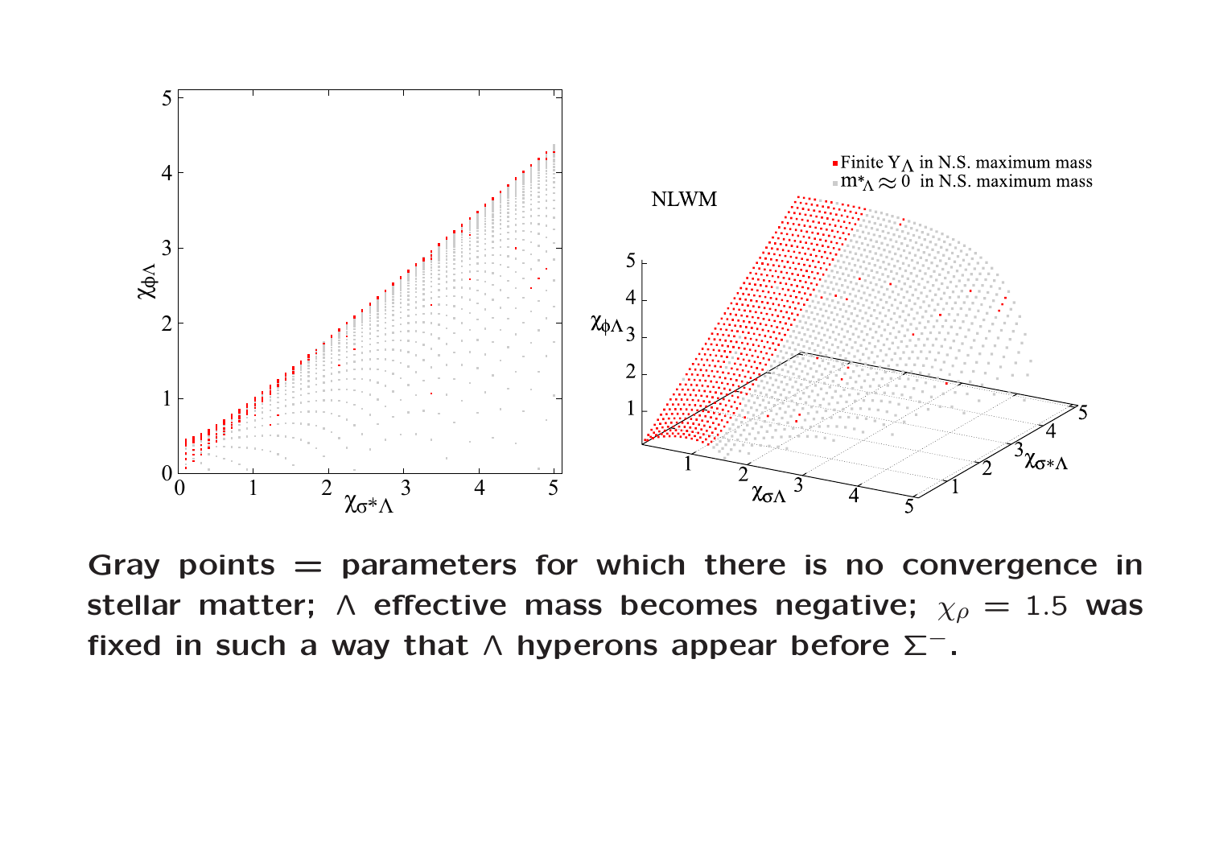Gray points = parameters for which there is no convergence in stellar matter; $\Lambda$ effective mass becomes negative; $\chi_\rho = 1.5$ was fixed in such a way that $\Lambda$ hyperons appear before $\Sigma^-$.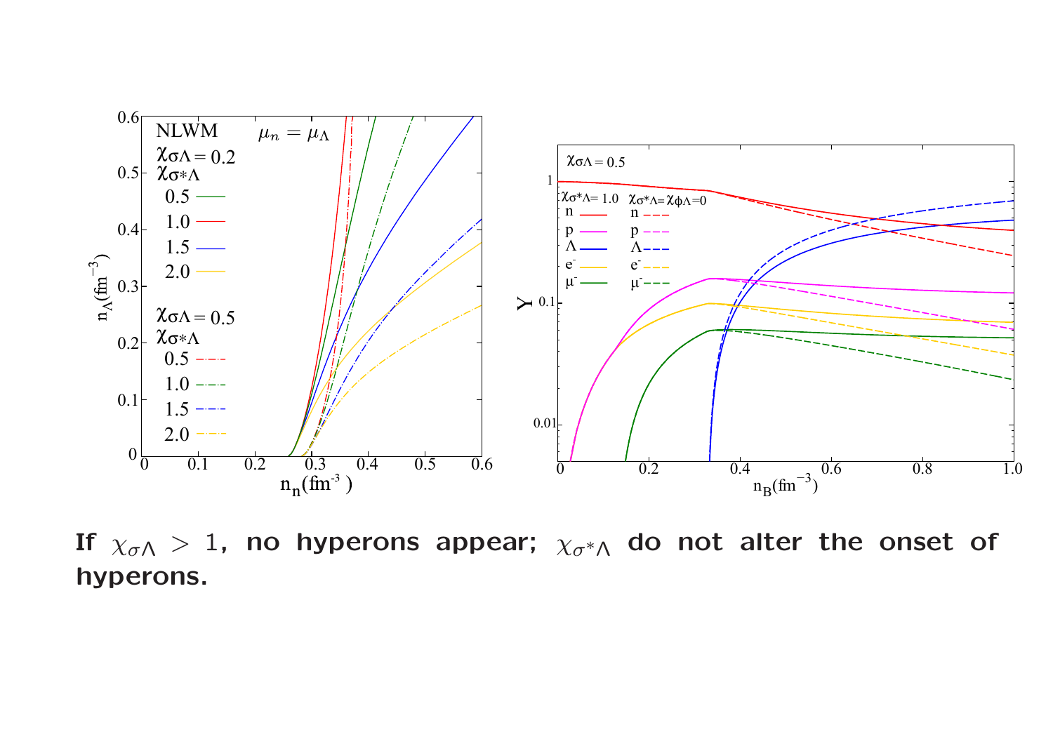If $\chi_{\sigma\Lambda} > 1$, no hyperons appear; $\chi_{\sigma^*\Lambda}$ do not alter the onset of hyperons.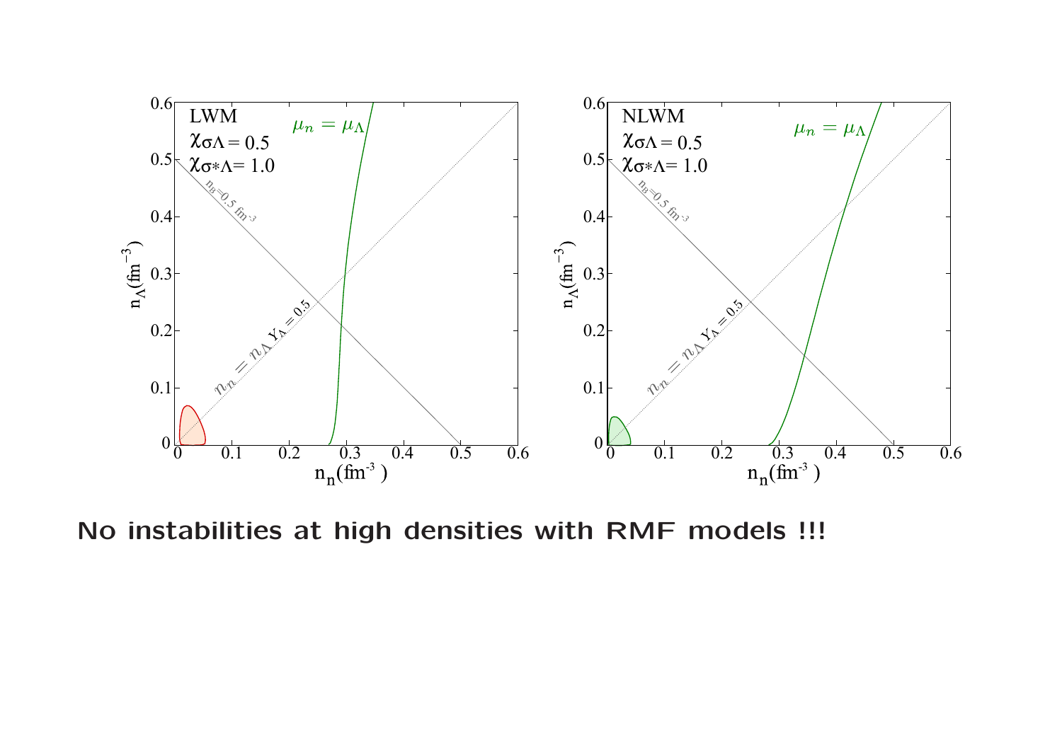No instabilities at high densities with RMF models !!!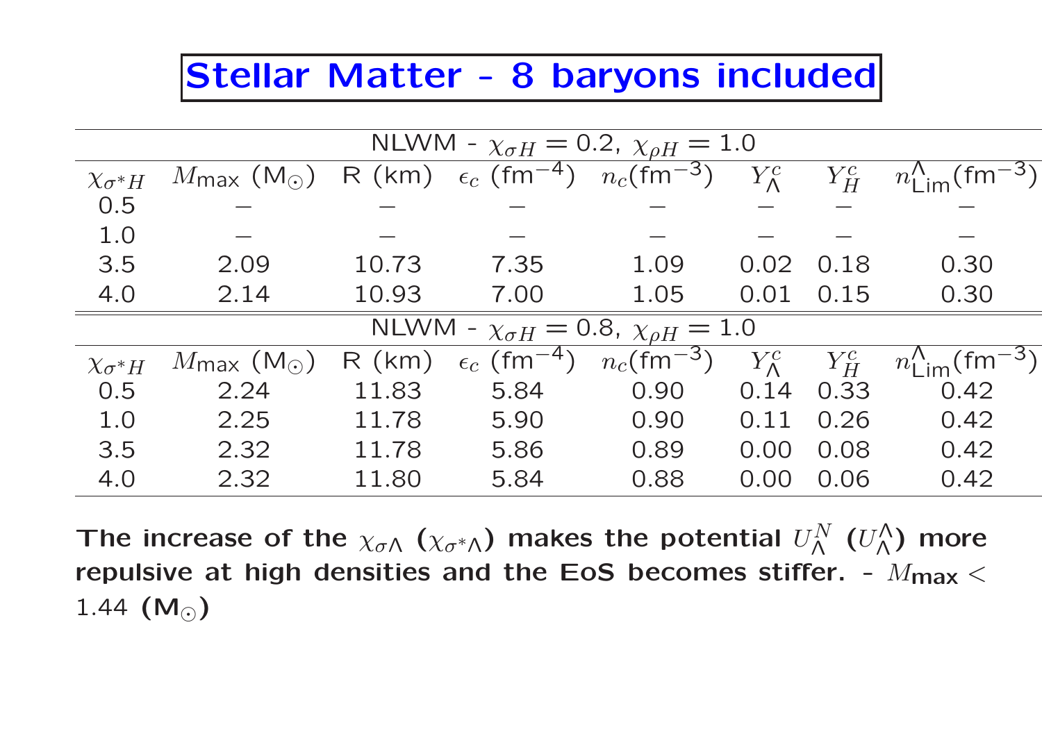# Stellar Matter - 8 baryons included

| NLWM - $\chi_{\sigma H} = 0.2$, $\chi_{\rho H} = 1.0$ | | | | | | | |
|---|---|---|---|---|---|---|---|
| $\chi_{\sigma^* H}$ | $M_{\text{max}}$ ($M_\odot$) | R (km) | $\epsilon_c$ (fm$^{-4}$) | $n_c$(fm$^{-3}$) | $Y^c_\Lambda$ | $Y^c_H$ | $n^\Lambda_{\text{Lim}}$(fm$^{-3}$) |
| 0.5 | – | – | – | – | – | – | – |
| 1.0 | – | – | – | – | – | – | – |
| 3.5 | 2.09 | 10.73 | 7.35 | 1.09 | 0.02 | 0.18 | 0.30 |
| 4.0 | 2.14 | 10.93 | 7.00 | 1.05 | 0.01 | 0.15 | 0.30 |

| NLWM - $\chi_{\sigma H} = 0.8$, $\chi_{\rho H} = 1.0$ | | | | | | | |
|---|---|---|---|---|---|---|---|
| $\chi_{\sigma^* H}$ | $M_{\text{max}}$ ($M_\odot$) | R (km) | $\epsilon_c$ (fm$^{-4}$) | $n_c$(fm$^{-3}$) | $Y^c_\Lambda$ | $Y^c_H$ | $n^\Lambda_{\text{Lim}}$(fm$^{-3}$) |
| 0.5 | 2.24 | 11.83 | 5.84 | 0.90 | 0.14 | 0.33 | 0.42 |
| 1.0 | 2.25 | 11.78 | 5.90 | 0.90 | 0.11 | 0.26 | 0.42 |
| 3.5 | 2.32 | 11.78 | 5.86 | 0.89 | 0.00 | 0.08 | 0.42 |
| 4.0 | 2.32 | 11.80 | 5.84 | 0.88 | 0.00 | 0.06 | 0.42 |

**The increase of the $\chi_{\sigma\Lambda}$ ($\chi_{\sigma^*\Lambda}$) makes the potential $U^N_\Lambda$ ($U^\Lambda_\Lambda$) more repulsive at high densities and the EoS becomes stiffer. - $M_{\text{max}} < 1.44$ ($M_\odot$)**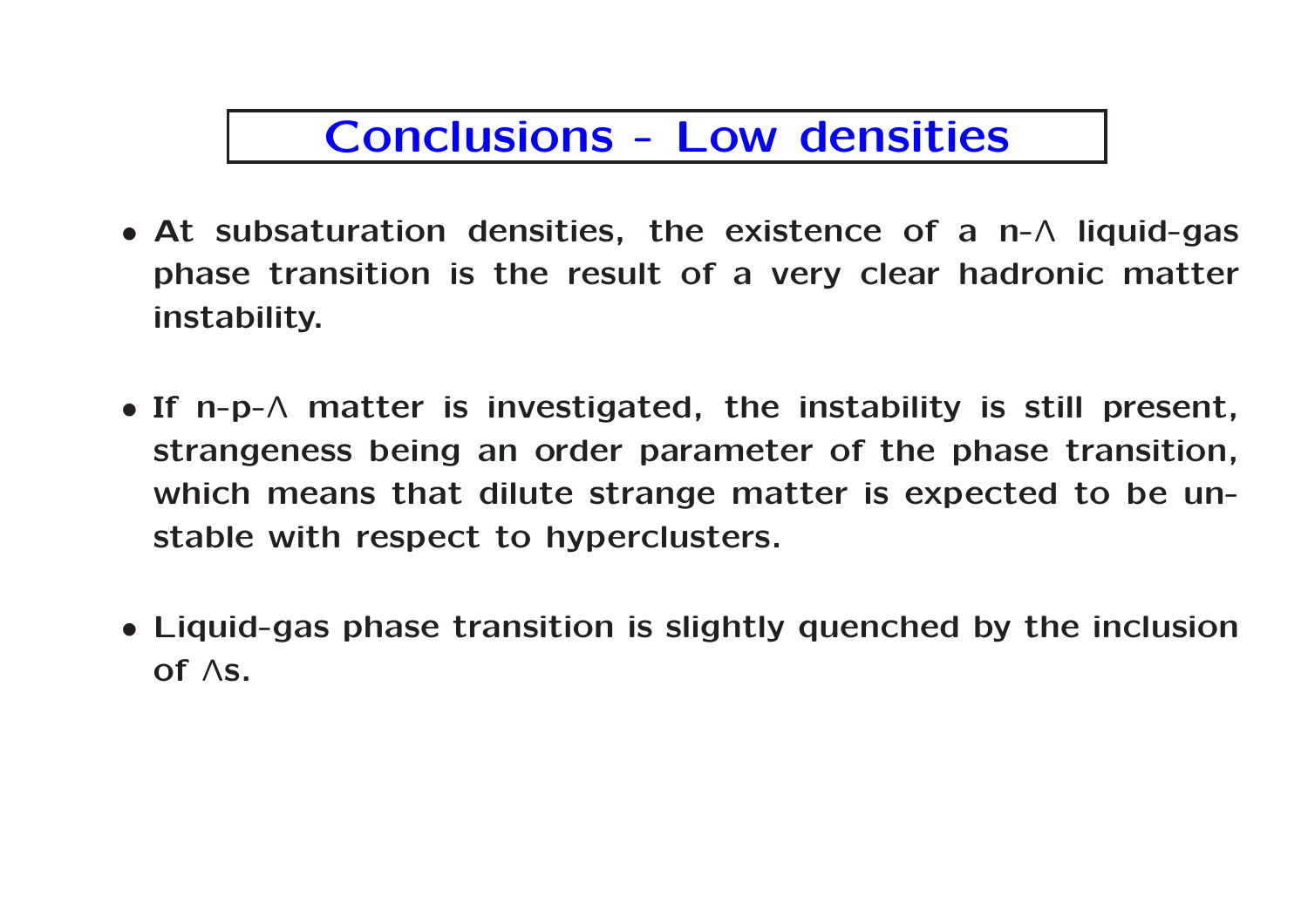# Conclusions - Low densities

- At subsaturation densities, the existence of a n-$\Lambda$ liquid-gas phase transition is the result of a very clear hadronic matter instability.

- If n-p-$\Lambda$ matter is investigated, the instability is still present, strangeness being an order parameter of the phase transition, which means that dilute strange matter is expected to be unstable with respect to hyperclusters.

- Liquid-gas phase transition is slightly quenched by the inclusion of $\Lambda$s.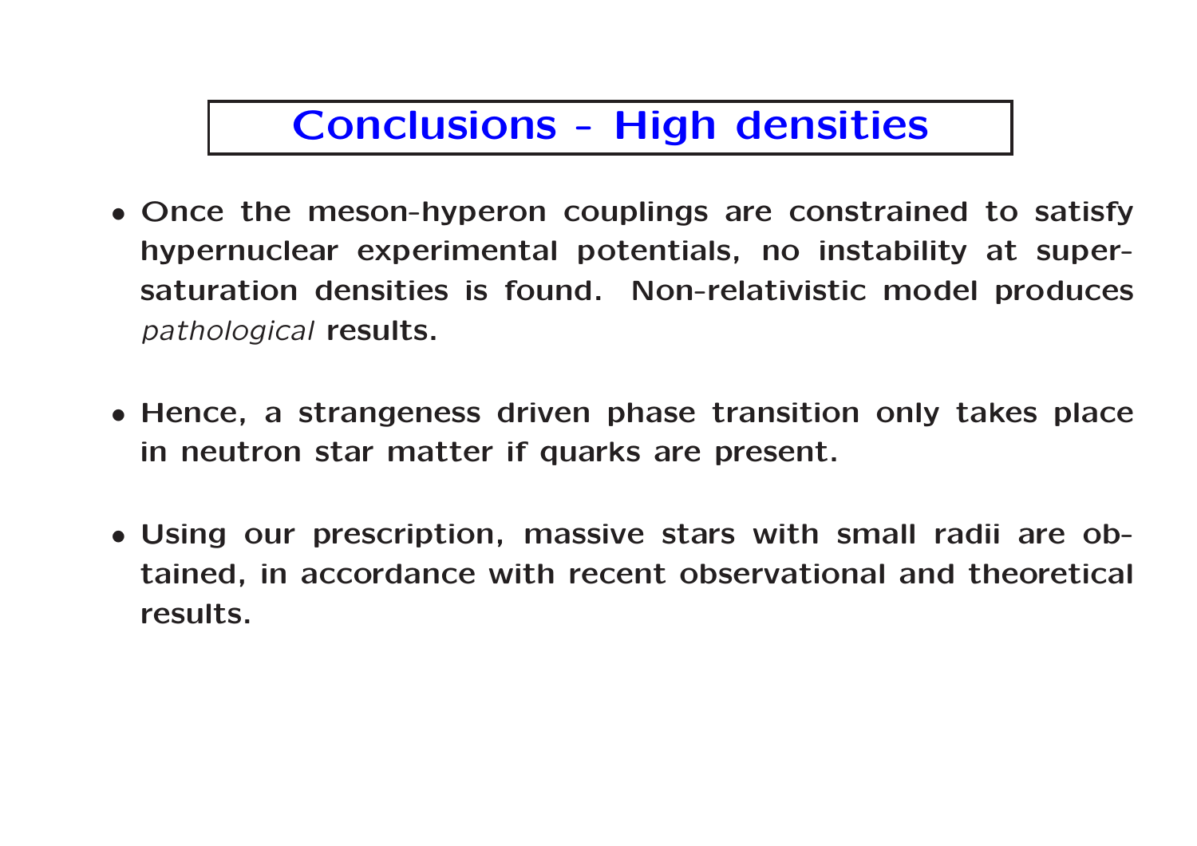# Conclusions - High densities

- **Once the meson-hyperon couplings are constrained to satisfy hypernuclear experimental potentials, no instability at super-saturation densities is found. Non-relativistic model produces** *pathological* **results.**

- **Hence, a strangeness driven phase transition only takes place in neutron star matter if quarks are present.**

- **Using our prescription, massive stars with small radii are obtained, in accordance with recent observational and theoretical results.**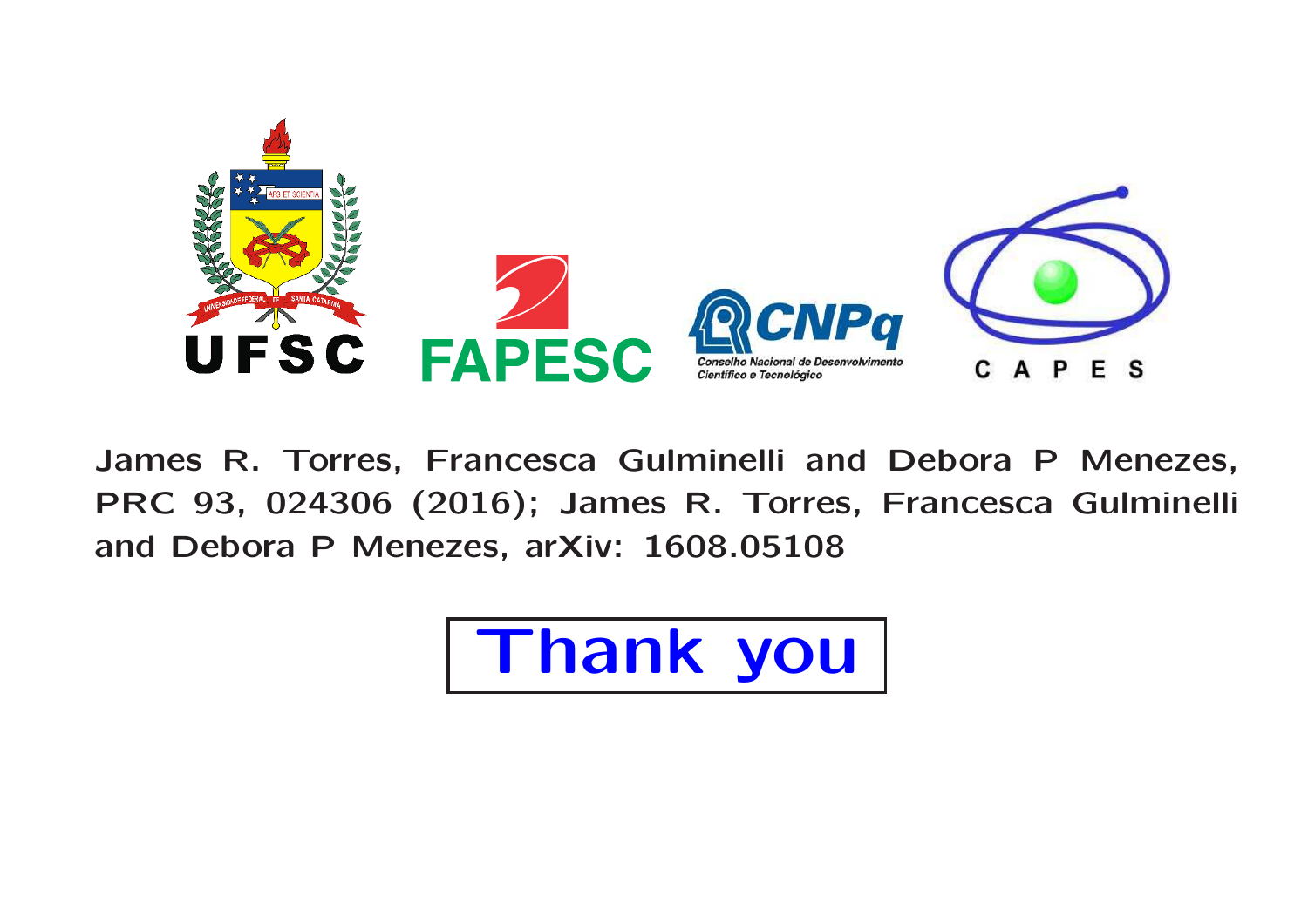UFSC FAPESC CNPq Conselho Nacional de Desenvolvimento Científico e Tecnológico CAPES

James R. Torres, Francesca Gulminelli and Debora P Menezes, PRC 93, 024306 (2016); James R. Torres, Francesca Gulminelli and Debora P Menezes, arXiv: 1608.05108

**Thank you**